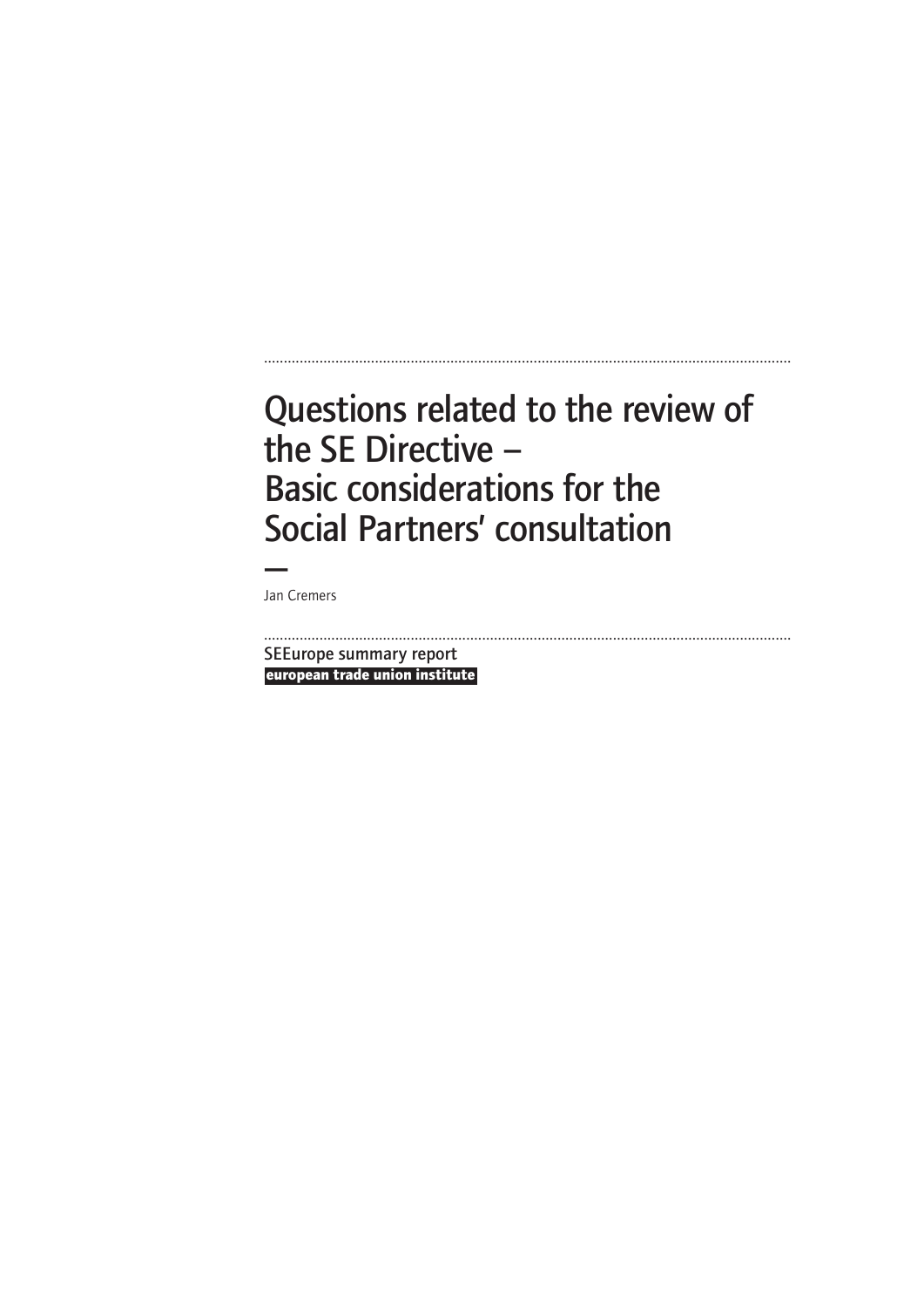# Questions related to the review of the SE Directive – Basic considerations for the Social Partners' consultation

—

Jan Cremers

SEEurope summary report

**european trade union institute**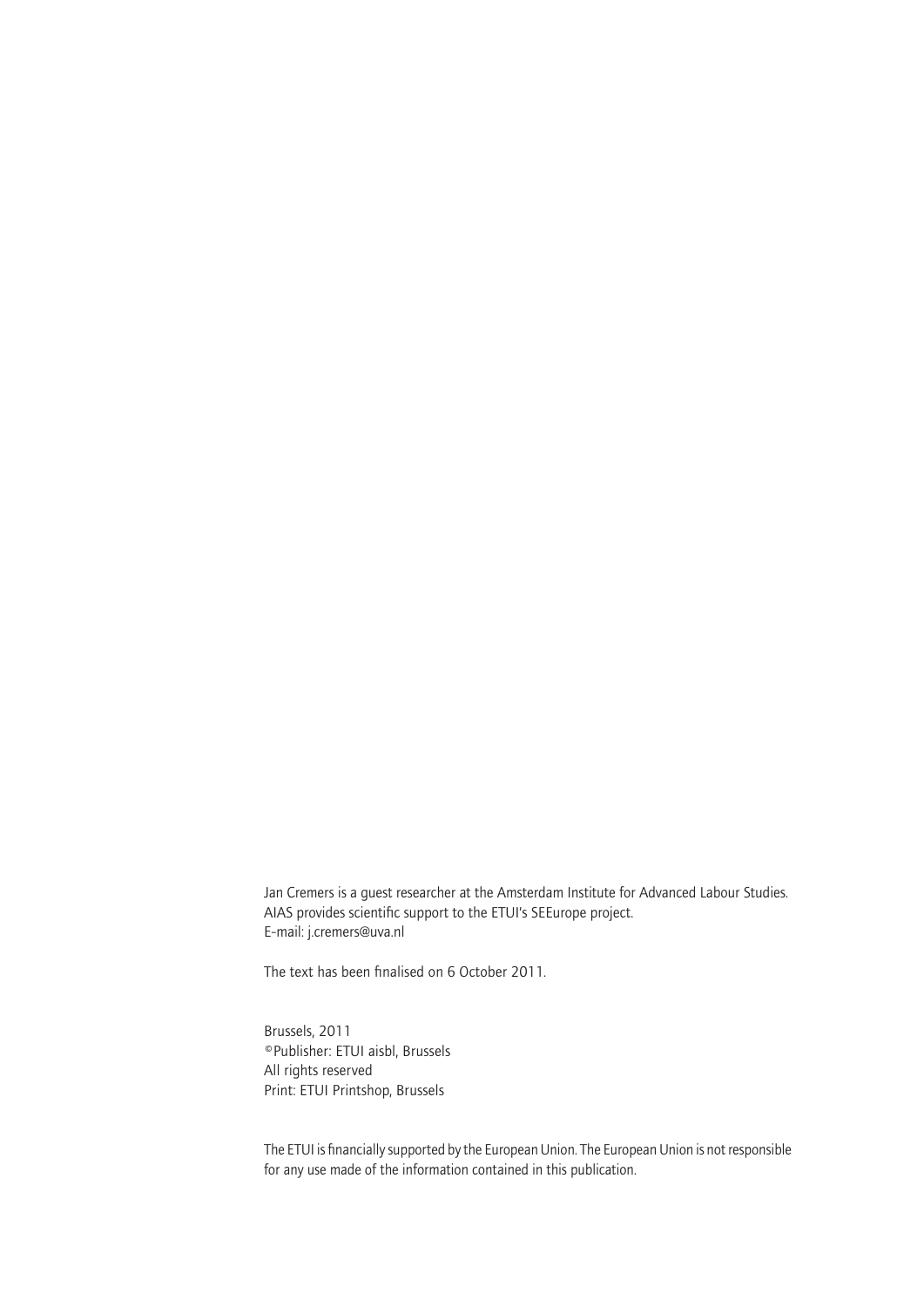Jan Cremers is a guest researcher at the Amsterdam Institute for Advanced Labour Studies. AIAS provides scientific support to the ETUI's SEEurope project.
E-mail: j.cremers@uva.nl

The text has been finalised on 6 October 2011.

Brussels, 2011
©Publisher: ETUI aisbl, Brussels
All rights reserved
Print: ETUI Printshop, Brussels

The ETUI is financially supported by the European Union. The European Union is not responsible for any use made of the information contained in this publication.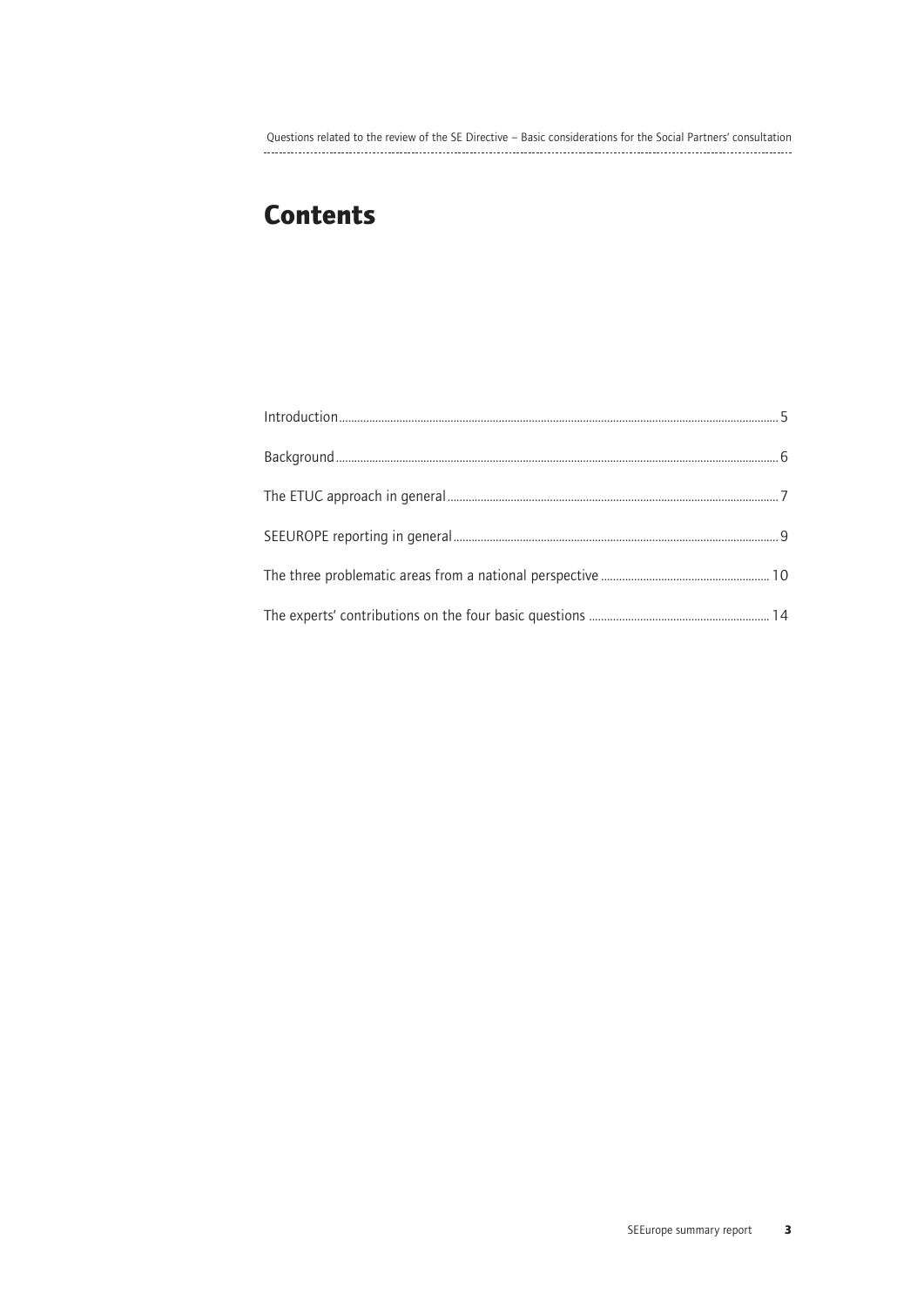# Contents

Introduction ..... 5

Background ..... 6

The ETUC approach in general ..... 7

SEEUROPE reporting in general ..... 9

The three problematic areas from a national perspective ..... 10

The experts' contributions on the four basic questions ..... 14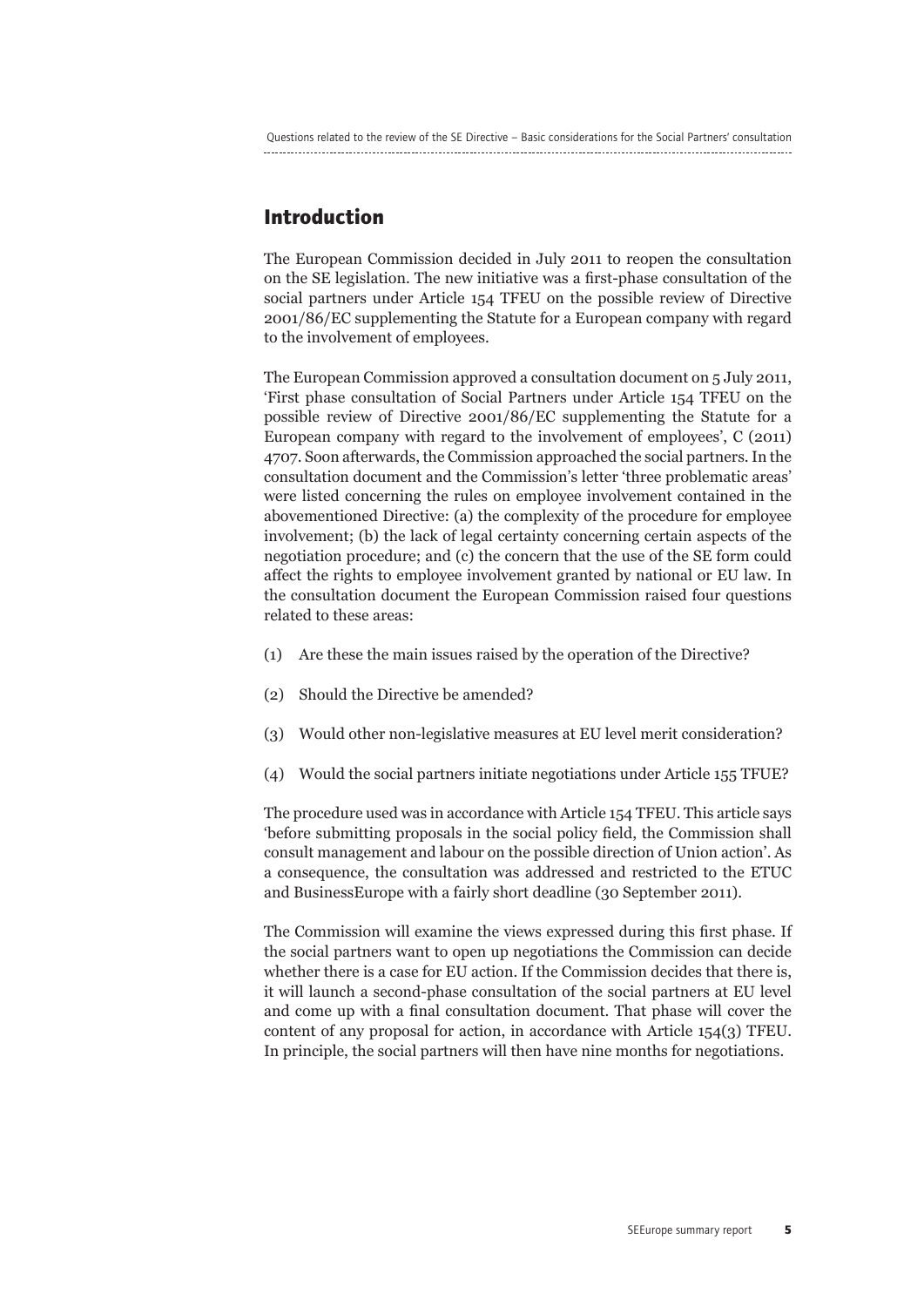## Introduction

The European Commission decided in July 2011 to reopen the consultation on the SE legislation. The new initiative was a first-phase consultation of the social partners under Article 154 TFEU on the possible review of Directive 2001/86/EC supplementing the Statute for a European company with regard to the involvement of employees.

The European Commission approved a consultation document on 5 July 2011, 'First phase consultation of Social Partners under Article 154 TFEU on the possible review of Directive 2001/86/EC supplementing the Statute for a European company with regard to the involvement of employees', C (2011) 4707. Soon afterwards, the Commission approached the social partners. In the consultation document and the Commission's letter 'three problematic areas' were listed concerning the rules on employee involvement contained in the abovementioned Directive: (a) the complexity of the procedure for employee involvement; (b) the lack of legal certainty concerning certain aspects of the negotiation procedure; and (c) the concern that the use of the SE form could affect the rights to employee involvement granted by national or EU law. In the consultation document the European Commission raised four questions related to these areas:

(1) Are these the main issues raised by the operation of the Directive?

(2) Should the Directive be amended?

(3) Would other non-legislative measures at EU level merit consideration?

(4) Would the social partners initiate negotiations under Article 155 TFUE?

The procedure used was in accordance with Article 154 TFEU. This article says 'before submitting proposals in the social policy field, the Commission shall consult management and labour on the possible direction of Union action'. As a consequence, the consultation was addressed and restricted to the ETUC and BusinessEurope with a fairly short deadline (30 September 2011).

The Commission will examine the views expressed during this first phase. If the social partners want to open up negotiations the Commission can decide whether there is a case for EU action. If the Commission decides that there is, it will launch a second-phase consultation of the social partners at EU level and come up with a final consultation document. That phase will cover the content of any proposal for action, in accordance with Article 154(3) TFEU. In principle, the social partners will then have nine months for negotiations.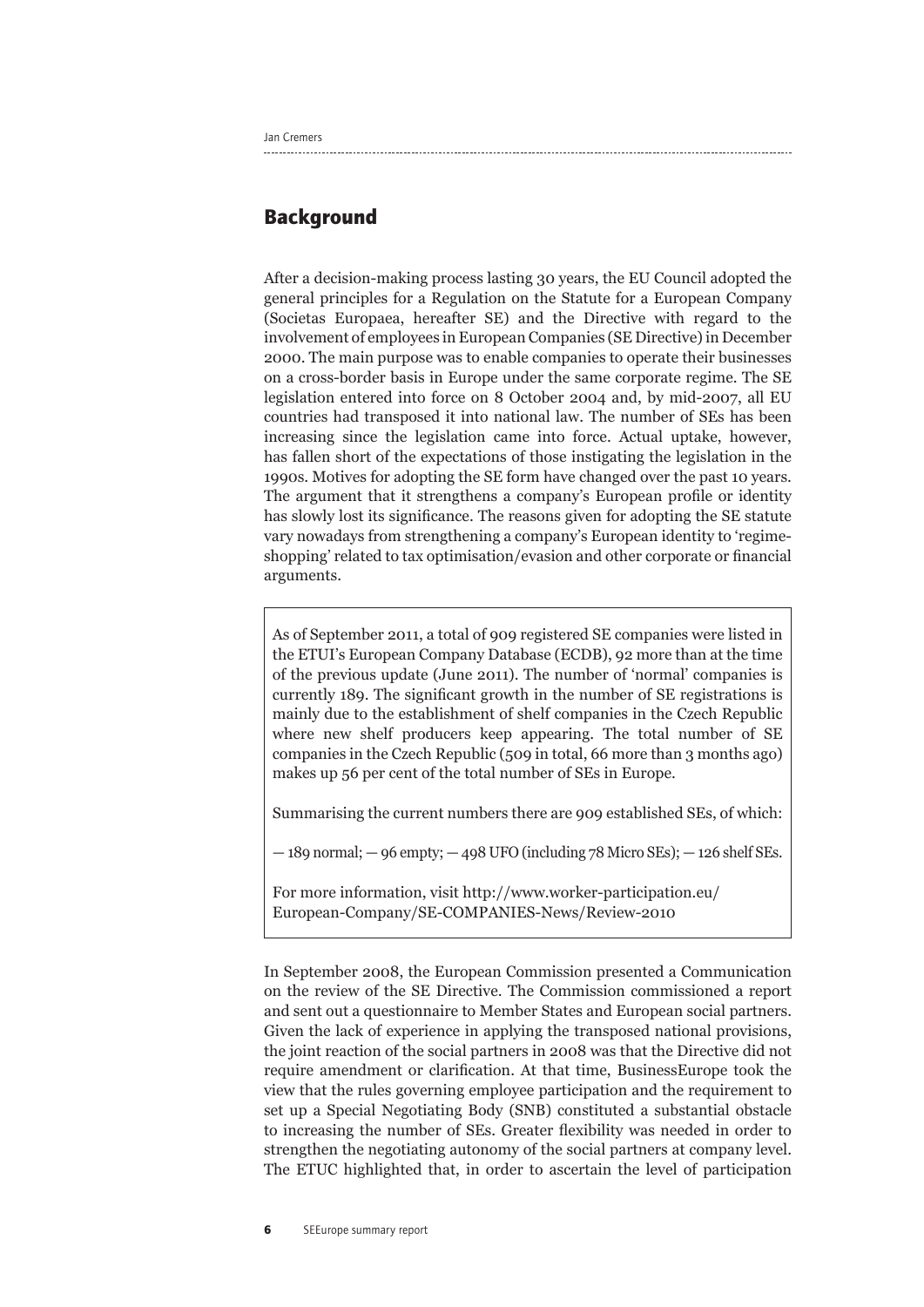## Background

After a decision-making process lasting 30 years, the EU Council adopted the general principles for a Regulation on the Statute for a European Company (Societas Europaea, hereafter SE) and the Directive with regard to the involvement of employees in European Companies (SE Directive) in December 2000. The main purpose was to enable companies to operate their businesses on a cross-border basis in Europe under the same corporate regime. The SE legislation entered into force on 8 October 2004 and, by mid-2007, all EU countries had transposed it into national law. The number of SEs has been increasing since the legislation came into force. Actual uptake, however, has fallen short of the expectations of those instigating the legislation in the 1990s. Motives for adopting the SE form have changed over the past 10 years. The argument that it strengthens a company's European profile or identity has slowly lost its significance. The reasons given for adopting the SE statute vary nowadays from strengthening a company's European identity to 'regime-shopping' related to tax optimisation/evasion and other corporate or financial arguments.

> As of September 2011, a total of 909 registered SE companies were listed in the ETUI's European Company Database (ECDB), 92 more than at the time of the previous update (June 2011). The number of 'normal' companies is currently 189. The significant growth in the number of SE registrations is mainly due to the establishment of shelf companies in the Czech Republic where new shelf producers keep appearing. The total number of SE companies in the Czech Republic (509 in total, 66 more than 3 months ago) makes up 56 per cent of the total number of SEs in Europe.
>
> Summarising the current numbers there are 909 established SEs, of which:
>
> — 189 normal; — 96 empty; — 498 UFO (including 78 Micro SEs); — 126 shelf SEs.
>
> For more information, visit http://www.worker-participation.eu/European-Company/SE-COMPANIES-News/Review-2010

In September 2008, the European Commission presented a Communication on the review of the SE Directive. The Commission commissioned a report and sent out a questionnaire to Member States and European social partners. Given the lack of experience in applying the transposed national provisions, the joint reaction of the social partners in 2008 was that the Directive did not require amendment or clarification. At that time, BusinessEurope took the view that the rules governing employee participation and the requirement to set up a Special Negotiating Body (SNB) constituted a substantial obstacle to increasing the number of SEs. Greater flexibility was needed in order to strengthen the negotiating autonomy of the social partners at company level. The ETUC highlighted that, in order to ascertain the level of participation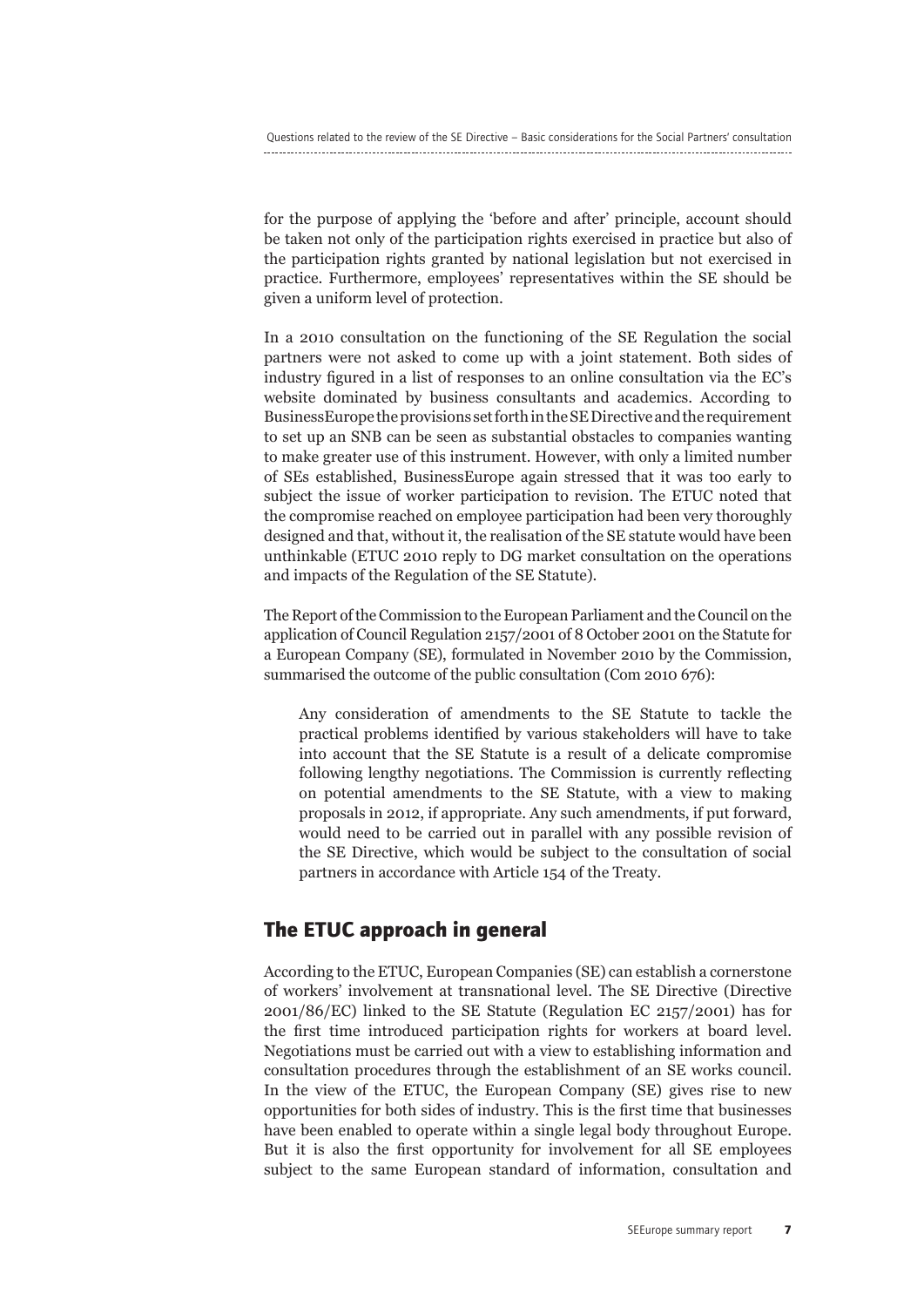for the purpose of applying the 'before and after' principle, account should be taken not only of the participation rights exercised in practice but also of the participation rights granted by national legislation but not exercised in practice. Furthermore, employees' representatives within the SE should be given a uniform level of protection.

In a 2010 consultation on the functioning of the SE Regulation the social partners were not asked to come up with a joint statement. Both sides of industry figured in a list of responses to an online consultation via the EC's website dominated by business consultants and academics. According to BusinessEurope the provisions set forth in the SE Directive and the requirement to set up an SNB can be seen as substantial obstacles to companies wanting to make greater use of this instrument. However, with only a limited number of SEs established, BusinessEurope again stressed that it was too early to subject the issue of worker participation to revision. The ETUC noted that the compromise reached on employee participation had been very thoroughly designed and that, without it, the realisation of the SE statute would have been unthinkable (ETUC 2010 reply to DG market consultation on the operations and impacts of the Regulation of the SE Statute).

The Report of the Commission to the European Parliament and the Council on the application of Council Regulation 2157/2001 of 8 October 2001 on the Statute for a European Company (SE), formulated in November 2010 by the Commission, summarised the outcome of the public consultation (Com 2010 676):

> Any consideration of amendments to the SE Statute to tackle the practical problems identified by various stakeholders will have to take into account that the SE Statute is a result of a delicate compromise following lengthy negotiations. The Commission is currently reflecting on potential amendments to the SE Statute, with a view to making proposals in 2012, if appropriate. Any such amendments, if put forward, would need to be carried out in parallel with any possible revision of the SE Directive, which would be subject to the consultation of social partners in accordance with Article 154 of the Treaty.

## The ETUC approach in general

According to the ETUC, European Companies (SE) can establish a cornerstone of workers' involvement at transnational level. The SE Directive (Directive 2001/86/EC) linked to the SE Statute (Regulation EC 2157/2001) has for the first time introduced participation rights for workers at board level. Negotiations must be carried out with a view to establishing information and consultation procedures through the establishment of an SE works council. In the view of the ETUC, the European Company (SE) gives rise to new opportunities for both sides of industry. This is the first time that businesses have been enabled to operate within a single legal body throughout Europe. But it is also the first opportunity for involvement for all SE employees subject to the same European standard of information, consultation and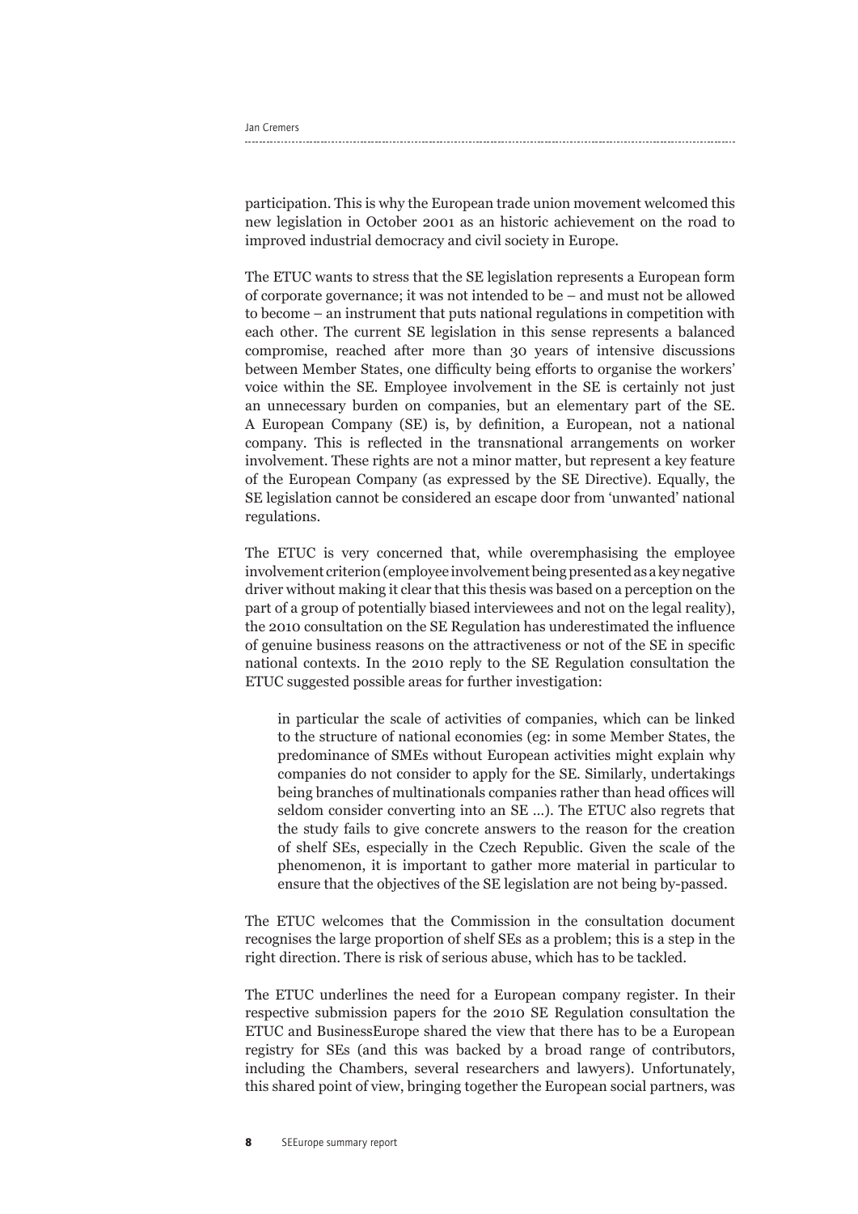participation. This is why the European trade union movement welcomed this new legislation in October 2001 as an historic achievement on the road to improved industrial democracy and civil society in Europe.

The ETUC wants to stress that the SE legislation represents a European form of corporate governance; it was not intended to be – and must not be allowed to become – an instrument that puts national regulations in competition with each other. The current SE legislation in this sense represents a balanced compromise, reached after more than 30 years of intensive discussions between Member States, one difficulty being efforts to organise the workers' voice within the SE. Employee involvement in the SE is certainly not just an unnecessary burden on companies, but an elementary part of the SE. A European Company (SE) is, by definition, a European, not a national company. This is reflected in the transnational arrangements on worker involvement. These rights are not a minor matter, but represent a key feature of the European Company (as expressed by the SE Directive). Equally, the SE legislation cannot be considered an escape door from 'unwanted' national regulations.

The ETUC is very concerned that, while overemphasising the employee involvement criterion (employee involvement being presented as a key negative driver without making it clear that this thesis was based on a perception on the part of a group of potentially biased interviewees and not on the legal reality), the 2010 consultation on the SE Regulation has underestimated the influence of genuine business reasons on the attractiveness or not of the SE in specific national contexts. In the 2010 reply to the SE Regulation consultation the ETUC suggested possible areas for further investigation:

> in particular the scale of activities of companies, which can be linked to the structure of national economies (eg: in some Member States, the predominance of SMEs without European activities might explain why companies do not consider to apply for the SE. Similarly, undertakings being branches of multinationals companies rather than head offices will seldom consider converting into an SE …). The ETUC also regrets that the study fails to give concrete answers to the reason for the creation of shelf SEs, especially in the Czech Republic. Given the scale of the phenomenon, it is important to gather more material in particular to ensure that the objectives of the SE legislation are not being by-passed.

The ETUC welcomes that the Commission in the consultation document recognises the large proportion of shelf SEs as a problem; this is a step in the right direction. There is risk of serious abuse, which has to be tackled.

The ETUC underlines the need for a European company register. In their respective submission papers for the 2010 SE Regulation consultation the ETUC and BusinessEurope shared the view that there has to be a European registry for SEs (and this was backed by a broad range of contributors, including the Chambers, several researchers and lawyers). Unfortunately, this shared point of view, bringing together the European social partners, was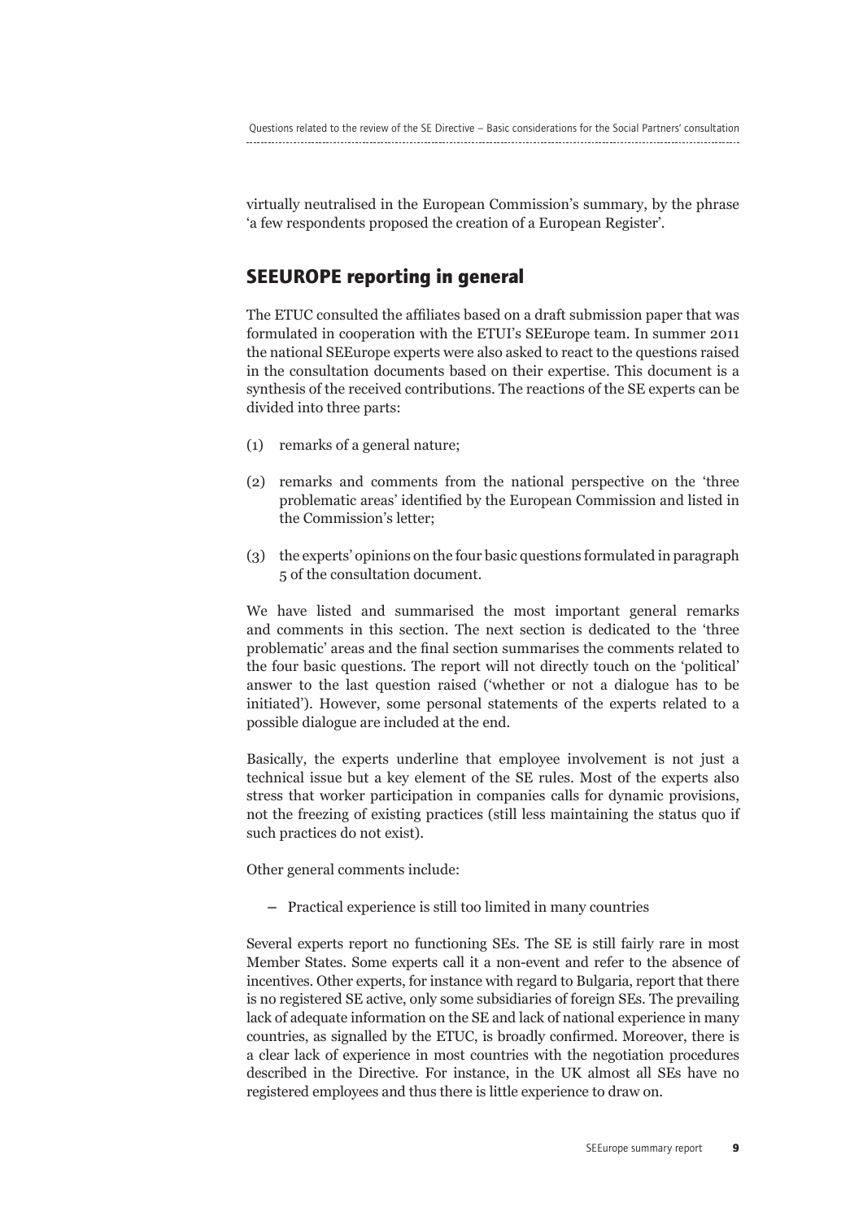virtually neutralised in the European Commission's summary, by the phrase 'a few respondents proposed the creation of a European Register'.

## SEEUROPE reporting in general

The ETUC consulted the affiliates based on a draft submission paper that was formulated in cooperation with the ETUI's SEEurope team. In summer 2011 the national SEEurope experts were also asked to react to the questions raised in the consultation documents based on their expertise. This document is a synthesis of the received contributions. The reactions of the SE experts can be divided into three parts:

(1) remarks of a general nature;

(2) remarks and comments from the national perspective on the 'three problematic areas' identified by the European Commission and listed in the Commission's letter;

(3) the experts' opinions on the four basic questions formulated in paragraph 5 of the consultation document.

We have listed and summarised the most important general remarks and comments in this section. The next section is dedicated to the 'three problematic' areas and the final section summarises the comments related to the four basic questions. The report will not directly touch on the 'political' answer to the last question raised ('whether or not a dialogue has to be initiated'). However, some personal statements of the experts related to a possible dialogue are included at the end.

Basically, the experts underline that employee involvement is not just a technical issue but a key element of the SE rules. Most of the experts also stress that worker participation in companies calls for dynamic provisions, not the freezing of existing practices (still less maintaining the status quo if such practices do not exist).

Other general comments include:

– Practical experience is still too limited in many countries

Several experts report no functioning SEs. The SE is still fairly rare in most Member States. Some experts call it a non-event and refer to the absence of incentives. Other experts, for instance with regard to Bulgaria, report that there is no registered SE active, only some subsidiaries of foreign SEs. The prevailing lack of adequate information on the SE and lack of national experience in many countries, as signalled by the ETUC, is broadly confirmed. Moreover, there is a clear lack of experience in most countries with the negotiation procedures described in the Directive. For instance, in the UK almost all SEs have no registered employees and thus there is little experience to draw on.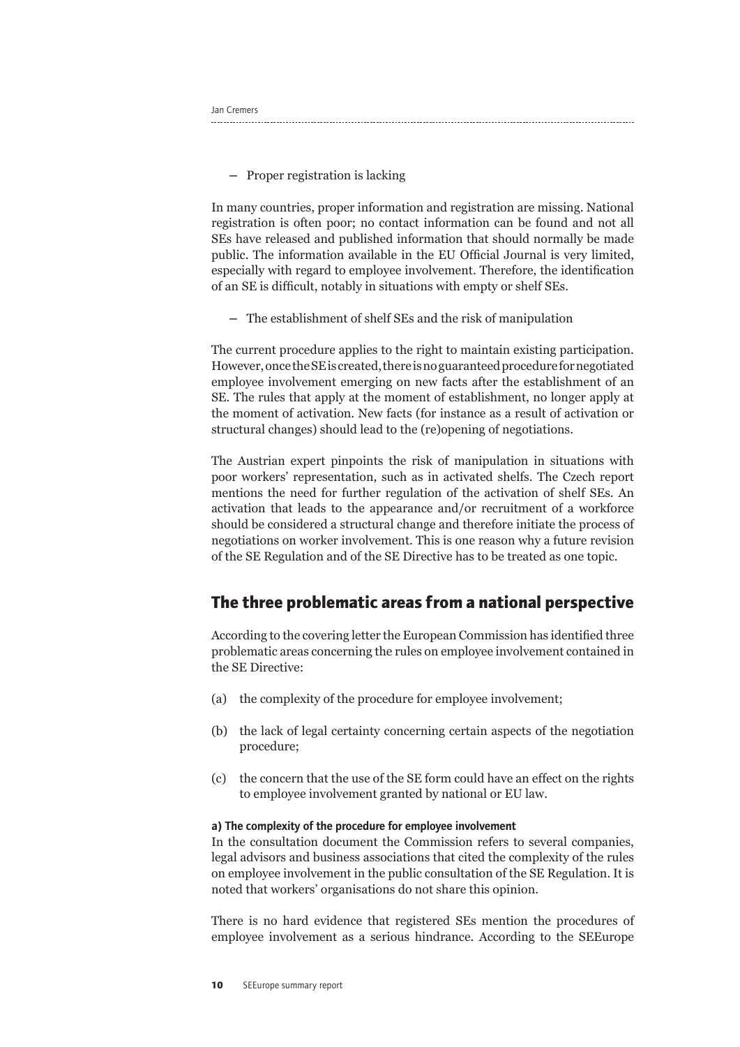– Proper registration is lacking

In many countries, proper information and registration are missing. National registration is often poor; no contact information can be found and not all SEs have released and published information that should normally be made public. The information available in the EU Official Journal is very limited, especially with regard to employee involvement. Therefore, the identification of an SE is difficult, notably in situations with empty or shelf SEs.

– The establishment of shelf SEs and the risk of manipulation

The current procedure applies to the right to maintain existing participation. However, once the SE is created, there is no guaranteed procedure for negotiated employee involvement emerging on new facts after the establishment of an SE. The rules that apply at the moment of establishment, no longer apply at the moment of activation. New facts (for instance as a result of activation or structural changes) should lead to the (re)opening of negotiations.

The Austrian expert pinpoints the risk of manipulation in situations with poor workers' representation, such as in activated shelfs. The Czech report mentions the need for further regulation of the activation of shelf SEs. An activation that leads to the appearance and/or recruitment of a workforce should be considered a structural change and therefore initiate the process of negotiations on worker involvement. This is one reason why a future revision of the SE Regulation and of the SE Directive has to be treated as one topic.

## The three problematic areas from a national perspective

According to the covering letter the European Commission has identified three problematic areas concerning the rules on employee involvement contained in the SE Directive:

(a) the complexity of the procedure for employee involvement;

(b) the lack of legal certainty concerning certain aspects of the negotiation procedure;

(c) the concern that the use of the SE form could have an effect on the rights to employee involvement granted by national or EU law.

#### a) The complexity of the procedure for employee involvement

In the consultation document the Commission refers to several companies, legal advisors and business associations that cited the complexity of the rules on employee involvement in the public consultation of the SE Regulation. It is noted that workers' organisations do not share this opinion.

There is no hard evidence that registered SEs mention the procedures of employee involvement as a serious hindrance. According to the SEEurope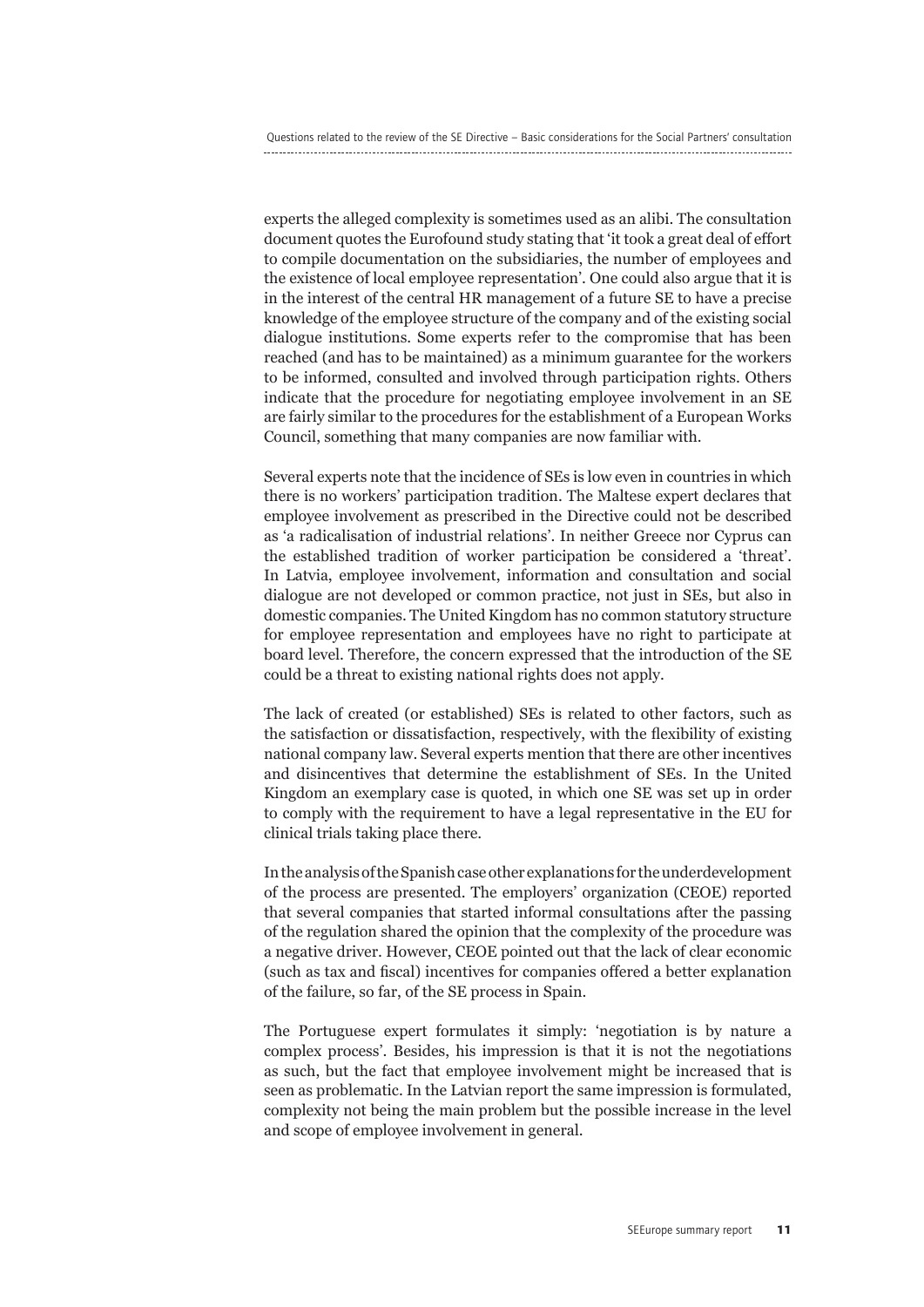experts the alleged complexity is sometimes used as an alibi. The consultation document quotes the Eurofound study stating that 'it took a great deal of effort to compile documentation on the subsidiaries, the number of employees and the existence of local employee representation'. One could also argue that it is in the interest of the central HR management of a future SE to have a precise knowledge of the employee structure of the company and of the existing social dialogue institutions. Some experts refer to the compromise that has been reached (and has to be maintained) as a minimum guarantee for the workers to be informed, consulted and involved through participation rights. Others indicate that the procedure for negotiating employee involvement in an SE are fairly similar to the procedures for the establishment of a European Works Council, something that many companies are now familiar with.

Several experts note that the incidence of SEs is low even in countries in which there is no workers' participation tradition. The Maltese expert declares that employee involvement as prescribed in the Directive could not be described as 'a radicalisation of industrial relations'. In neither Greece nor Cyprus can the established tradition of worker participation be considered a 'threat'. In Latvia, employee involvement, information and consultation and social dialogue are not developed or common practice, not just in SEs, but also in domestic companies. The United Kingdom has no common statutory structure for employee representation and employees have no right to participate at board level. Therefore, the concern expressed that the introduction of the SE could be a threat to existing national rights does not apply.

The lack of created (or established) SEs is related to other factors, such as the satisfaction or dissatisfaction, respectively, with the flexibility of existing national company law. Several experts mention that there are other incentives and disincentives that determine the establishment of SEs. In the United Kingdom an exemplary case is quoted, in which one SE was set up in order to comply with the requirement to have a legal representative in the EU for clinical trials taking place there.

In the analysis of the Spanish case other explanations for the underdevelopment of the process are presented. The employers' organization (CEOE) reported that several companies that started informal consultations after the passing of the regulation shared the opinion that the complexity of the procedure was a negative driver. However, CEOE pointed out that the lack of clear economic (such as tax and fiscal) incentives for companies offered a better explanation of the failure, so far, of the SE process in Spain.

The Portuguese expert formulates it simply: 'negotiation is by nature a complex process'. Besides, his impression is that it is not the negotiations as such, but the fact that employee involvement might be increased that is seen as problematic. In the Latvian report the same impression is formulated, complexity not being the main problem but the possible increase in the level and scope of employee involvement in general.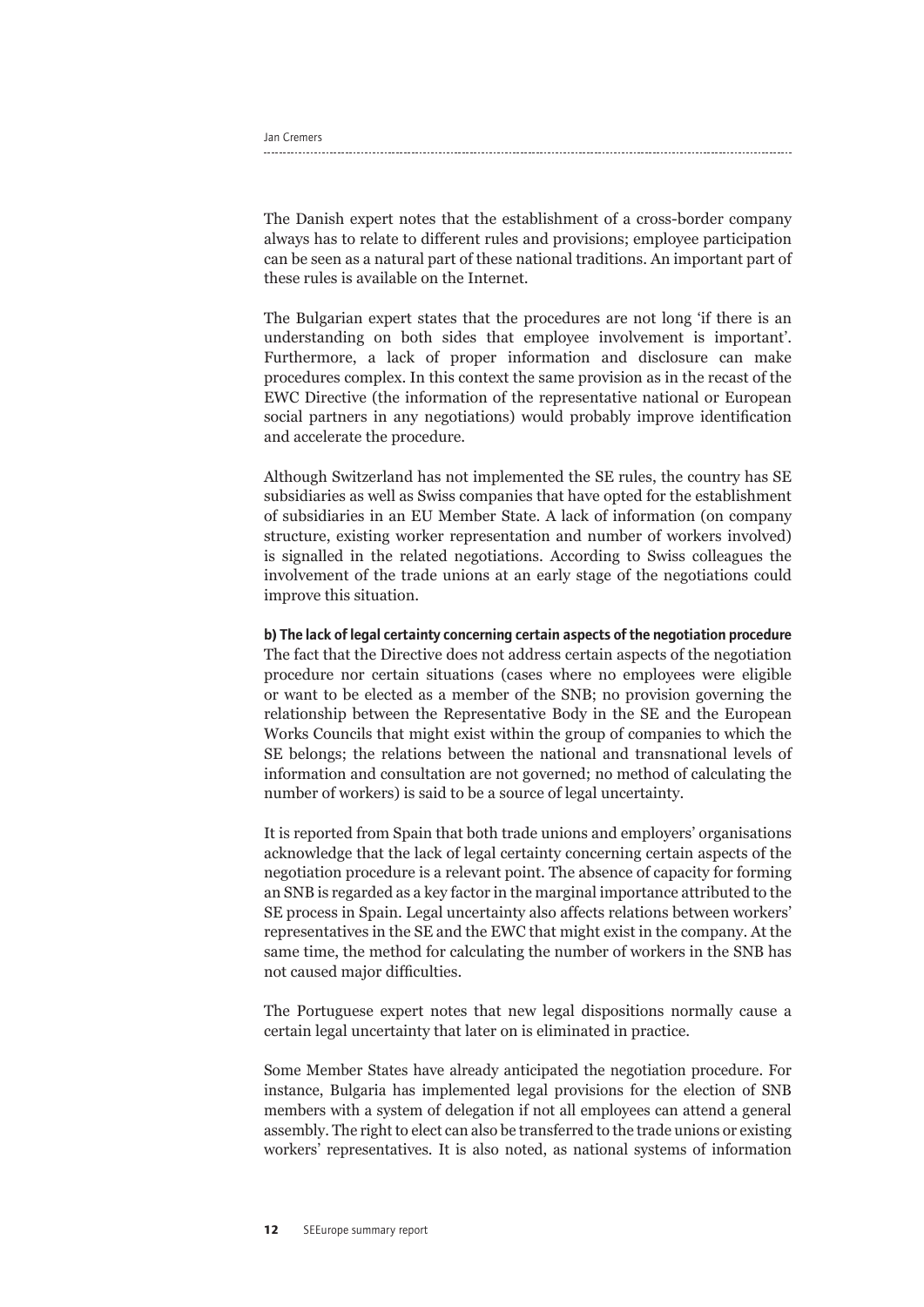The Danish expert notes that the establishment of a cross-border company always has to relate to different rules and provisions; employee participation can be seen as a natural part of these national traditions. An important part of these rules is available on the Internet.

The Bulgarian expert states that the procedures are not long 'if there is an understanding on both sides that employee involvement is important'. Furthermore, a lack of proper information and disclosure can make procedures complex. In this context the same provision as in the recast of the EWC Directive (the information of the representative national or European social partners in any negotiations) would probably improve identification and accelerate the procedure.

Although Switzerland has not implemented the SE rules, the country has SE subsidiaries as well as Swiss companies that have opted for the establishment of subsidiaries in an EU Member State. A lack of information (on company structure, existing worker representation and number of workers involved) is signalled in the related negotiations. According to Swiss colleagues the involvement of the trade unions at an early stage of the negotiations could improve this situation.

**b) The lack of legal certainty concerning certain aspects of the negotiation procedure**

The fact that the Directive does not address certain aspects of the negotiation procedure nor certain situations (cases where no employees were eligible or want to be elected as a member of the SNB; no provision governing the relationship between the Representative Body in the SE and the European Works Councils that might exist within the group of companies to which the SE belongs; the relations between the national and transnational levels of information and consultation are not governed; no method of calculating the number of workers) is said to be a source of legal uncertainty.

It is reported from Spain that both trade unions and employers' organisations acknowledge that the lack of legal certainty concerning certain aspects of the negotiation procedure is a relevant point. The absence of capacity for forming an SNB is regarded as a key factor in the marginal importance attributed to the SE process in Spain. Legal uncertainty also affects relations between workers' representatives in the SE and the EWC that might exist in the company. At the same time, the method for calculating the number of workers in the SNB has not caused major difficulties.

The Portuguese expert notes that new legal dispositions normally cause a certain legal uncertainty that later on is eliminated in practice.

Some Member States have already anticipated the negotiation procedure. For instance, Bulgaria has implemented legal provisions for the election of SNB members with a system of delegation if not all employees can attend a general assembly. The right to elect can also be transferred to the trade unions or existing workers' representatives. It is also noted, as national systems of information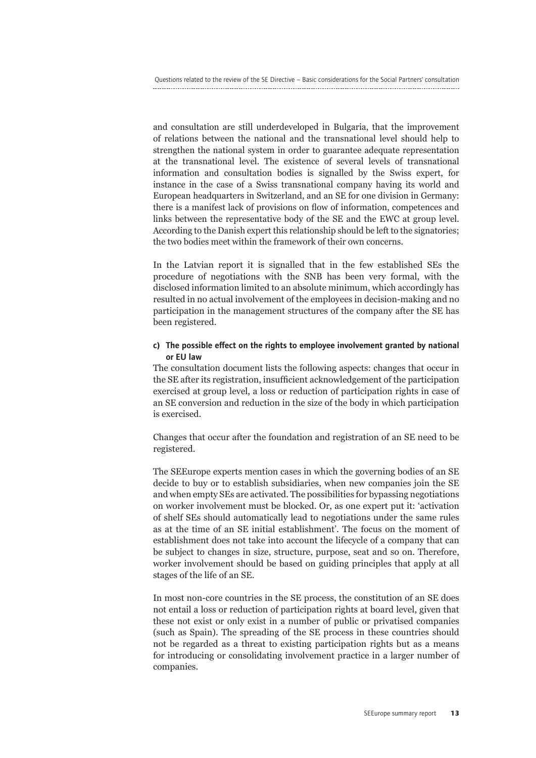and consultation are still underdeveloped in Bulgaria, that the improvement of relations between the national and the transnational level should help to strengthen the national system in order to guarantee adequate representation at the transnational level. The existence of several levels of transnational information and consultation bodies is signalled by the Swiss expert, for instance in the case of a Swiss transnational company having its world and European headquarters in Switzerland, and an SE for one division in Germany: there is a manifest lack of provisions on flow of information, competences and links between the representative body of the SE and the EWC at group level. According to the Danish expert this relationship should be left to the signatories; the two bodies meet within the framework of their own concerns.

In the Latvian report it is signalled that in the few established SEs the procedure of negotiations with the SNB has been very formal, with the disclosed information limited to an absolute minimum, which accordingly has resulted in no actual involvement of the employees in decision-making and no participation in the management structures of the company after the SE has been registered.

#### c) The possible effect on the rights to employee involvement granted by national or EU law

The consultation document lists the following aspects: changes that occur in the SE after its registration, insufficient acknowledgement of the participation exercised at group level, a loss or reduction of participation rights in case of an SE conversion and reduction in the size of the body in which participation is exercised.

Changes that occur after the foundation and registration of an SE need to be registered.

The SEEurope experts mention cases in which the governing bodies of an SE decide to buy or to establish subsidiaries, when new companies join the SE and when empty SEs are activated. The possibilities for bypassing negotiations on worker involvement must be blocked. Or, as one expert put it: 'activation of shelf SEs should automatically lead to negotiations under the same rules as at the time of an SE initial establishment'. The focus on the moment of establishment does not take into account the lifecycle of a company that can be subject to changes in size, structure, purpose, seat and so on. Therefore, worker involvement should be based on guiding principles that apply at all stages of the life of an SE.

In most non-core countries in the SE process, the constitution of an SE does not entail a loss or reduction of participation rights at board level, given that these not exist or only exist in a number of public or privatised companies (such as Spain). The spreading of the SE process in these countries should not be regarded as a threat to existing participation rights but as a means for introducing or consolidating involvement practice in a larger number of companies.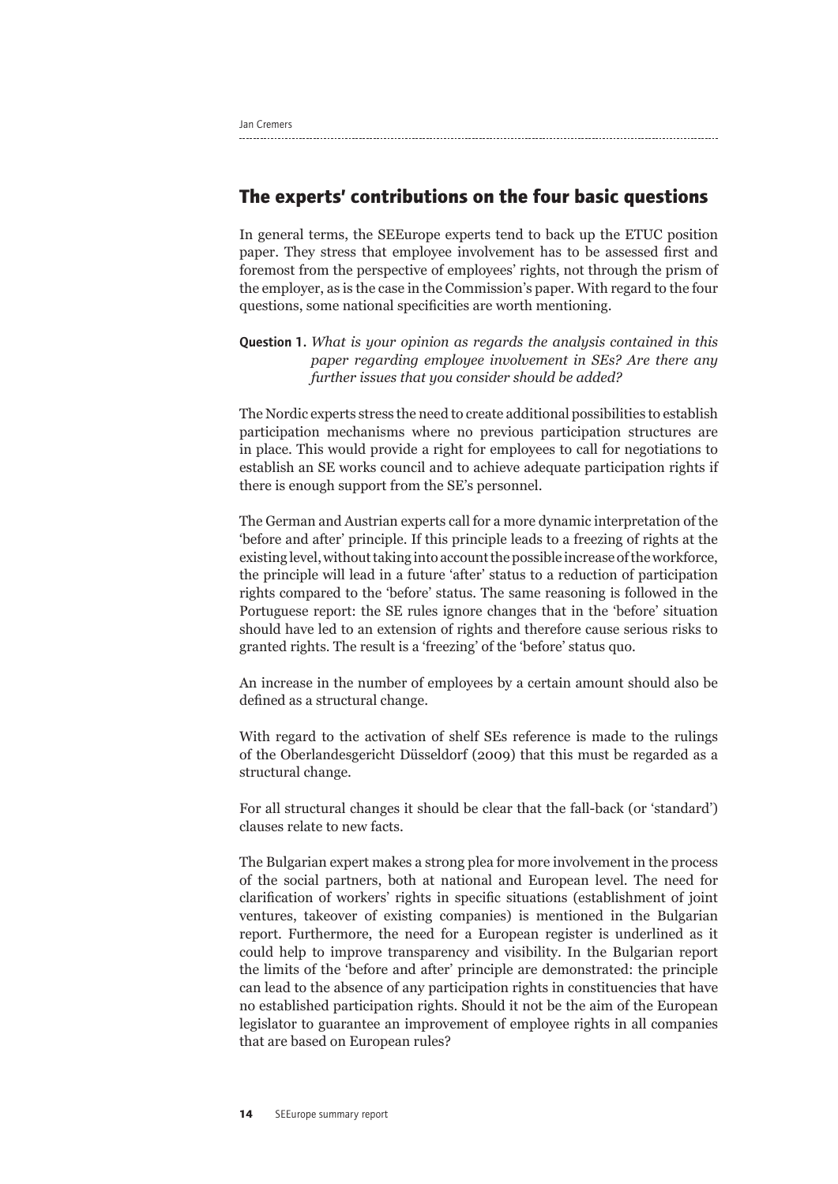## The experts' contributions on the four basic questions

In general terms, the SEEurope experts tend to back up the ETUC position paper. They stress that employee involvement has to be assessed first and foremost from the perspective of employees' rights, not through the prism of the employer, as is the case in the Commission's paper. With regard to the four questions, some national specificities are worth mentioning.

**Question 1.** *What is your opinion as regards the analysis contained in this paper regarding employee involvement in SEs? Are there any further issues that you consider should be added?*

The Nordic experts stress the need to create additional possibilities to establish participation mechanisms where no previous participation structures are in place. This would provide a right for employees to call for negotiations to establish an SE works council and to achieve adequate participation rights if there is enough support from the SE's personnel.

The German and Austrian experts call for a more dynamic interpretation of the 'before and after' principle. If this principle leads to a freezing of rights at the existing level, without taking into account the possible increase of the workforce, the principle will lead in a future 'after' status to a reduction of participation rights compared to the 'before' status. The same reasoning is followed in the Portuguese report: the SE rules ignore changes that in the 'before' situation should have led to an extension of rights and therefore cause serious risks to granted rights. The result is a 'freezing' of the 'before' status quo.

An increase in the number of employees by a certain amount should also be defined as a structural change.

With regard to the activation of shelf SEs reference is made to the rulings of the Oberlandesgericht Düsseldorf (2009) that this must be regarded as a structural change.

For all structural changes it should be clear that the fall-back (or 'standard') clauses relate to new facts.

The Bulgarian expert makes a strong plea for more involvement in the process of the social partners, both at national and European level. The need for clarification of workers' rights in specific situations (establishment of joint ventures, takeover of existing companies) is mentioned in the Bulgarian report. Furthermore, the need for a European register is underlined as it could help to improve transparency and visibility. In the Bulgarian report the limits of the 'before and after' principle are demonstrated: the principle can lead to the absence of any participation rights in constituencies that have no established participation rights. Should it not be the aim of the European legislator to guarantee an improvement of employee rights in all companies that are based on European rules?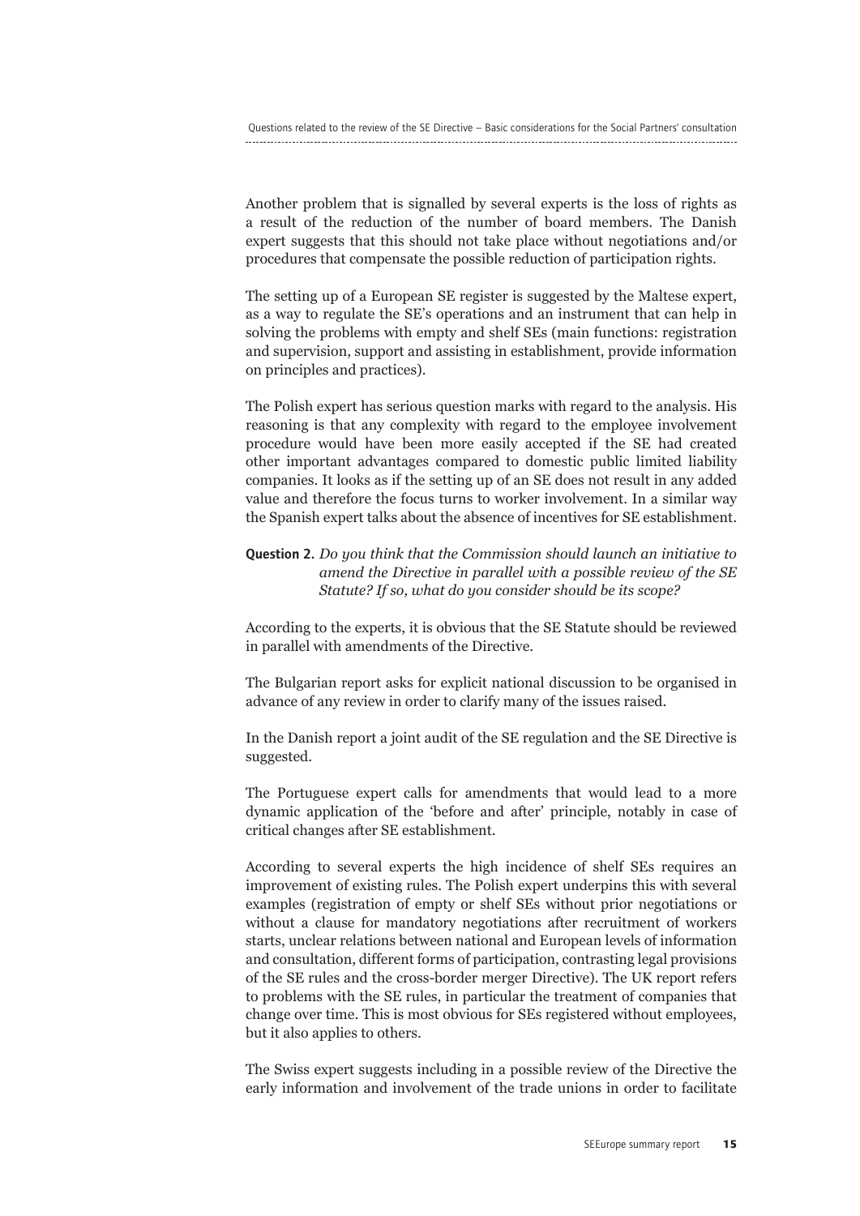Another problem that is signalled by several experts is the loss of rights as a result of the reduction of the number of board members. The Danish expert suggests that this should not take place without negotiations and/or procedures that compensate the possible reduction of participation rights.

The setting up of a European SE register is suggested by the Maltese expert, as a way to regulate the SE's operations and an instrument that can help in solving the problems with empty and shelf SEs (main functions: registration and supervision, support and assisting in establishment, provide information on principles and practices).

The Polish expert has serious question marks with regard to the analysis. His reasoning is that any complexity with regard to the employee involvement procedure would have been more easily accepted if the SE had created other important advantages compared to domestic public limited liability companies. It looks as if the setting up of an SE does not result in any added value and therefore the focus turns to worker involvement. In a similar way the Spanish expert talks about the absence of incentives for SE establishment.

**Question 2.** *Do you think that the Commission should launch an initiative to amend the Directive in parallel with a possible review of the SE Statute? If so, what do you consider should be its scope?*

According to the experts, it is obvious that the SE Statute should be reviewed in parallel with amendments of the Directive.

The Bulgarian report asks for explicit national discussion to be organised in advance of any review in order to clarify many of the issues raised.

In the Danish report a joint audit of the SE regulation and the SE Directive is suggested.

The Portuguese expert calls for amendments that would lead to a more dynamic application of the 'before and after' principle, notably in case of critical changes after SE establishment.

According to several experts the high incidence of shelf SEs requires an improvement of existing rules. The Polish expert underpins this with several examples (registration of empty or shelf SEs without prior negotiations or without a clause for mandatory negotiations after recruitment of workers starts, unclear relations between national and European levels of information and consultation, different forms of participation, contrasting legal provisions of the SE rules and the cross-border merger Directive). The UK report refers to problems with the SE rules, in particular the treatment of companies that change over time. This is most obvious for SEs registered without employees, but it also applies to others.

The Swiss expert suggests including in a possible review of the Directive the early information and involvement of the trade unions in order to facilitate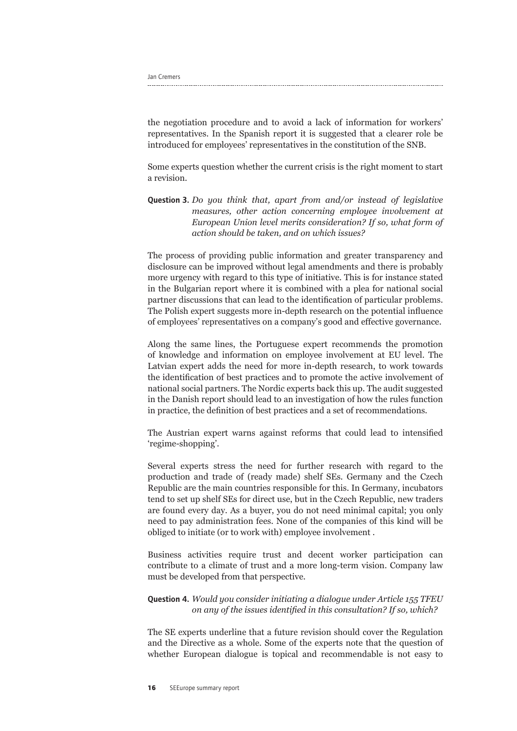the negotiation procedure and to avoid a lack of information for workers' representatives. In the Spanish report it is suggested that a clearer role be introduced for employees' representatives in the constitution of the SNB.

Some experts question whether the current crisis is the right moment to start a revision.

**Question 3.** *Do you think that, apart from and/or instead of legislative measures, other action concerning employee involvement at European Union level merits consideration? If so, what form of action should be taken, and on which issues?*

The process of providing public information and greater transparency and disclosure can be improved without legal amendments and there is probably more urgency with regard to this type of initiative. This is for instance stated in the Bulgarian report where it is combined with a plea for national social partner discussions that can lead to the identification of particular problems. The Polish expert suggests more in-depth research on the potential influence of employees' representatives on a company's good and effective governance.

Along the same lines, the Portuguese expert recommends the promotion of knowledge and information on employee involvement at EU level. The Latvian expert adds the need for more in-depth research, to work towards the identification of best practices and to promote the active involvement of national social partners. The Nordic experts back this up. The audit suggested in the Danish report should lead to an investigation of how the rules function in practice, the definition of best practices and a set of recommendations.

The Austrian expert warns against reforms that could lead to intensified 'regime-shopping'.

Several experts stress the need for further research with regard to the production and trade of (ready made) shelf SEs. Germany and the Czech Republic are the main countries responsible for this. In Germany, incubators tend to set up shelf SEs for direct use, but in the Czech Republic, new traders are found every day. As a buyer, you do not need minimal capital; you only need to pay administration fees. None of the companies of this kind will be obliged to initiate (or to work with) employee involvement .

Business activities require trust and decent worker participation can contribute to a climate of trust and a more long-term vision. Company law must be developed from that perspective.

**Question 4.** *Would you consider initiating a dialogue under Article 155 TFEU on any of the issues identified in this consultation? If so, which?*

The SE experts underline that a future revision should cover the Regulation and the Directive as a whole. Some of the experts note that the question of whether European dialogue is topical and recommendable is not easy to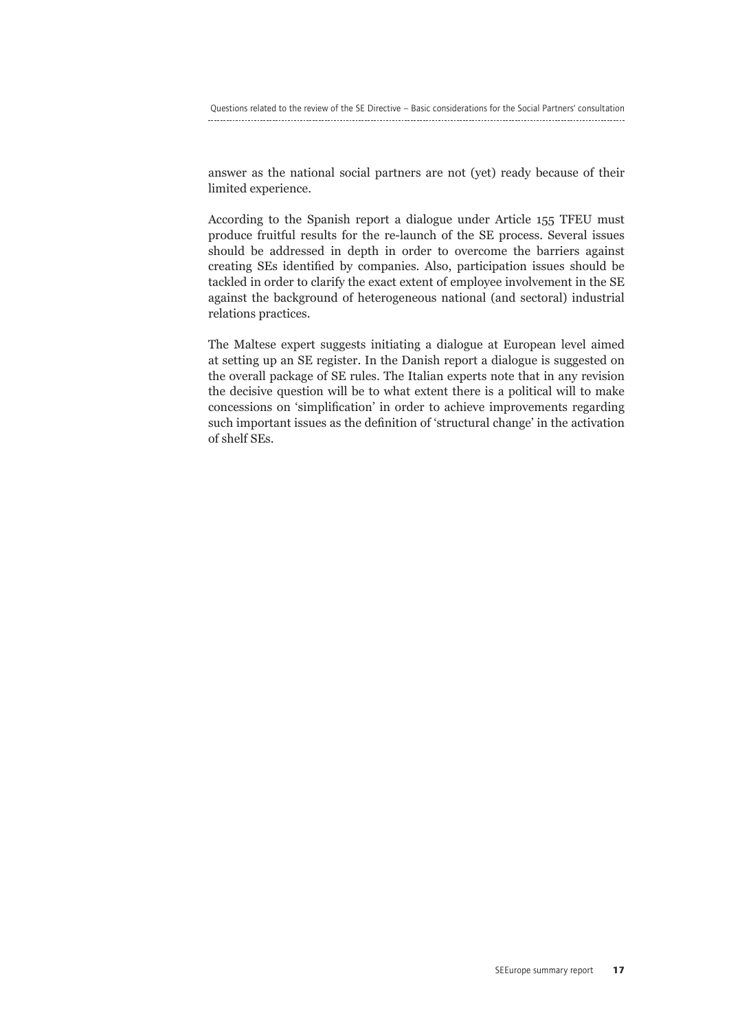answer as the national social partners are not (yet) ready because of their limited experience.

According to the Spanish report a dialogue under Article 155 TFEU must produce fruitful results for the re-launch of the SE process. Several issues should be addressed in depth in order to overcome the barriers against creating SEs identified by companies. Also, participation issues should be tackled in order to clarify the exact extent of employee involvement in the SE against the background of heterogeneous national (and sectoral) industrial relations practices.

The Maltese expert suggests initiating a dialogue at European level aimed at setting up an SE register. In the Danish report a dialogue is suggested on the overall package of SE rules. The Italian experts note that in any revision the decisive question will be to what extent there is a political will to make concessions on 'simplification' in order to achieve improvements regarding such important issues as the definition of 'structural change' in the activation of shelf SEs.